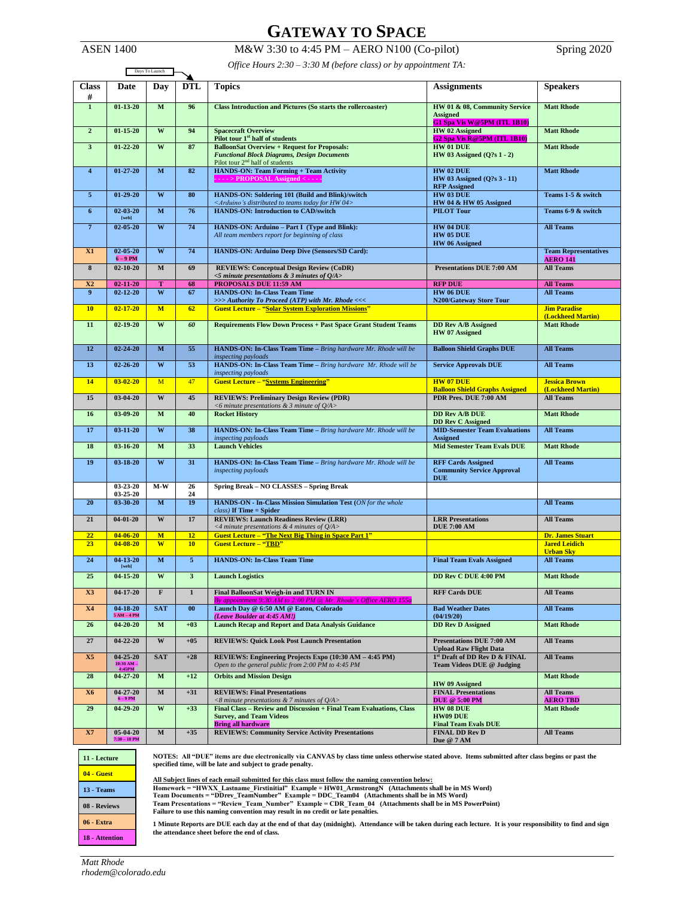# GATEWAY TO SPACE

ASEN 1400 M&W 3:30 to 4:45 PM – AERO N100 (Co-pilot) Spring 2020

*Office Hours 2:30 – 3:30 M (before class) or by appointment TA:*

Days To Launch

| Class # | Date | Day | DTL | Topics | Assignments | Speakers |
|---|---|---|---|---|---|---|
| 1 | 01-13-20 | M | 96 | Class Introduction and Pictures (So starts the rollercoaster) | HW 01 & 08, Community Service Assigned<br>G1 Spa Vis W@5PM (ITL 1B10) | Matt Rhode |
| 2 | 01-15-20 | W | 94 | Spacecraft Overview<br>Pilot tour 1st half of students | HW 02 Assigned<br>G2 Spa Vis R@5PM (ITL 1B10) | Matt Rhode |
| 3 | 01-22-20 | W | 87 | BalloonSat Overview + Request for Proposals:<br>*Functional Block Diagrams, Design Documents*<br>Pilot tour 2nd half of students | HW 01 DUE<br>HW 03 Assigned (Q?s 1 - 2) | Matt Rhode |
| 4 | 01-27-20 | M | 82 | HANDS-ON: Team Forming + Team Activity<br>- - - -> PROPOSAL Assigned < - - - - | HW 02 DUE<br>HW 03 Assigned (Q?s 3 - 11)<br>RFP Assigned | Matt Rhode |
| 5 | 01-29-20 | W | 80 | HANDS-ON: Soldering 101 (Build and Blink)/switch<br>*<Arduino's distributed to teams today for HW 04>* | HW 03 DUE<br>HW 04 & HW 05 Assigned | Teams 1-5 & switch |
| 6 | 02-03-20 [web] | M | 76 | HANDS-ON: Introduction to CAD/switch | PILOT Tour | Teams 6-9 & switch |
| 7 | 02-05-20 | W | 74 | HANDS-ON: Arduino – Part I (Type and Blink):<br>*All team members report for beginning of class* | HW 04 DUE<br>HW 05 DUE<br>HW 06 Assigned | All Teams |
| X1 | 02-05-20 6 – 9 PM | W | 74 | HANDS-ON: Arduino Deep Dive (Sensors/SD Card): | | Team Representatives<br>AERO 141 |
| 8 | 02-10-20 | M | 69 | REVIEWS: Conceptual Design Review (CoDR)<br>*<5 minute presentations & 3 minutes of Q/A>* | Presentations DUE 7:00 AM | All Teams |
| X2 | 02-11-20 | T | 68 | PROPOSALS DUE 11:59 AM | RFP DUE | All Teams |
| 9 | 02-12-20 | W | 67 | HANDS-ON: In-Class Team Time<br>*>>> Authority To Proceed (ATP) with Mr. Rhode <<<* | HW 06 DUE<br>N200/Gateway Store Tour | All Teams |
| 10 | 02-17-20 | M | 62 | Guest Lecture – "Solar System Exploration Missions" | | Jim Paradise (Lockheed Martin) |
| 11 | 02-19-20 | W | *60* | Requirements Flow Down Process + Past Space Grant Student Teams | DD Rev A/B Assigned<br>HW 07 Assigned | Matt Rhode |
| 12 | 02-24-20 | M | 55 | HANDS-ON: In-Class Team Time – *Bring hardware Mr. Rhode will be inspecting payloads* | Balloon Shield Graphs DUE | All Teams |
| 13 | 02-26-20 | W | 53 | HANDS-ON: In-Class Team Time – *Bring hardware Mr. Rhode will be inspecting payloads* | Service Approvals DUE | All Teams |
| 14 | 03-02-20 | M | 47 | Guest Lecture – "Systems Engineering" | HW 07 DUE<br>Balloon Shield Graphs Assigned | Jessica Brown (Lockheed Martin) |
| 15 | 03-04-20 | W | 45 | REVIEWS: Preliminary Design Review (PDR)<br>*<6 minute presentations & 3 minute of Q/A>* | PDR Pres. DUE 7:00 AM | All Teams |
| 16 | 03-09-20 | M | 40 | Rocket History | DD Rev A/B DUE<br>DD Rev C Assigned | Matt Rhode |
| 17 | 03-11-20 | W | 38 | HANDS-ON: In-Class Team Time – *Bring hardware Mr. Rhode will be inspecting payloads* | MID-Semester Team Evaluations Assigned | All Teams |
| 18 | 03-16-20 | M | 33 | Launch Vehicles | Mid Semester Team Evals DUE | Matt Rhode |
| 19 | 03-18-20 | W | 31 | HANDS-ON: In-Class Team Time – *Bring hardware Mr. Rhode will be inspecting payloads* | RFF Cards Assigned<br>Community Service Approval DUE | All Teams |
| | 03-23-20<br>03-25-20 | M-W | 26<br>24 | Spring Break – NO CLASSES – Spring Break | | |
| 20 | 03-30-20 | M | 19 | HANDS-ON - In-Class Mission Simulation Test (*ON for the whole class)* If Time = Spider | | All Teams |
| 21 | 04-01-20 | W | 17 | REVIEWS: Launch Readiness Review (LRR)<br>*<4 minute presentations & 4 minutes of Q/A>* | LRR Presentations DUE 7:00 AM | All Teams |
| 22 | 04-06-20 | M | 12 | Guest Lecture – "The Next Big Thing in Space Part 1" | | Dr. James Stuart |
| 23 | 04-08-20 | W | 10 | Guest Lecture – "TBD" | | Jared Leidich<br>Urban Sky |
| 24 | 04-13-20 [web] | M | 5 | HANDS-ON: In-Class Team Time | Final Team Evals Assigned | All Teams |
| 25 | 04-15-20 | W | 3 | Launch Logistics | DD Rev C DUE 4:00 PM | Matt Rhode |
| X3 | 04-17-20 | F | 1 | Final BalloonSat Weigh-in and TURN IN<br>*By appointment 9:30 AM to 2:00 PM @ Mr. Rhode's Office AERO 155a* | RFF Cards DUE | All Teams |
| X4 | 04-18-20 5 AM – 4 PM | SAT | 00 | Launch Day @ 6:50 AM @ Eaton, Colorado<br>*(Leave Boulder at 4:45 AM!)* | Bad Weather Dates (04/19/20) | All Teams |
| 26 | 04-20-20 | M | +03 | Launch Recap and Report and Data Analysis Guidance | DD Rev D Assigned | Matt Rhode |
| 27 | 04-22-20 | W | +05 | REVIEWS: Quick Look Post Launch Presentation | Presentations DUE 7:00 AM<br>Upload Raw Flight Data | All Teams |
| X5 | 04-25-20 10:30 AM – 4:45PM | SAT | +28 | REVIEWS: Engineering Projects Expo (10:30 AM – 4:45 PM)<br>*Open to the general public from 2:00 PM to 4:45 PM* | 1st Draft of DD Rev D & FINAL Team Videos DUE @ Judging | All Teams |
| 28 | 04-27-20 | M | +12 | Orbits and Mission Design | HW 09 Assigned | Matt Rhode |
| X6 | 04-27-20 6 – 9 PM | M | +31 | REVIEWS: Final Presentations<br>*<8 minute presentations & 7 minutes of Q/A>* | FINAL Presentations DUE @ 5:00 PM | All Teams<br>AERO TBD |
| 29 | 04-29-20 | W | +33 | Final Class – Review and Discussion + Final Team Evaluations, Class Survey, and Team Videos<br>Bring all hardware | HW 08 DUE<br>HW09 DUE<br>Final Team Evals DUE | Matt Rhode |
| X7 | 05-04-20 7:30 – 10 PM | M | +35 | REVIEWS: Community Service Activity Presentations | FINAL DD Rev D Due @ 7 AM | All Teams |

| Legend |
|---|
| 11 - Lecture |
| 04 - Guest |
| 13 - Teams |
| 08 - Reviews |
| 06 - Extra |
| 18 - Attention |

**NOTES: All "DUE" items are due electronically via CANVAS by class time unless otherwise stated above. Items submitted after class begins or past the specified time, will be late and subject to grade penalty.**

**All Subject lines of each email submitted for this class must follow the naming convention below:**
**Homework = "HWXX_Lastname_FirstinitialIf" Example = HW01_ArmstrongN (Attachments shall be in MS Word)**
**Team Documents = "DDrev_TeamNumber" Example = DDC_Team04 (Attachments shall be in MS Word)**
**Team Presentations = "Review_Team_Number" Example = CDR_Team_04 (Attachments shall be in MS PowerPoint)**
**Failure to use this naming convention may result in no credit or late penalties.**

**1 Minute Reports are DUE each day at the end of that day (midnight). Attendance will be taken during each lecture. It is your responsibility to find and sign the attendance sheet before the end of class.**

*Matt Rhode*
*rhodem@colorado.edu*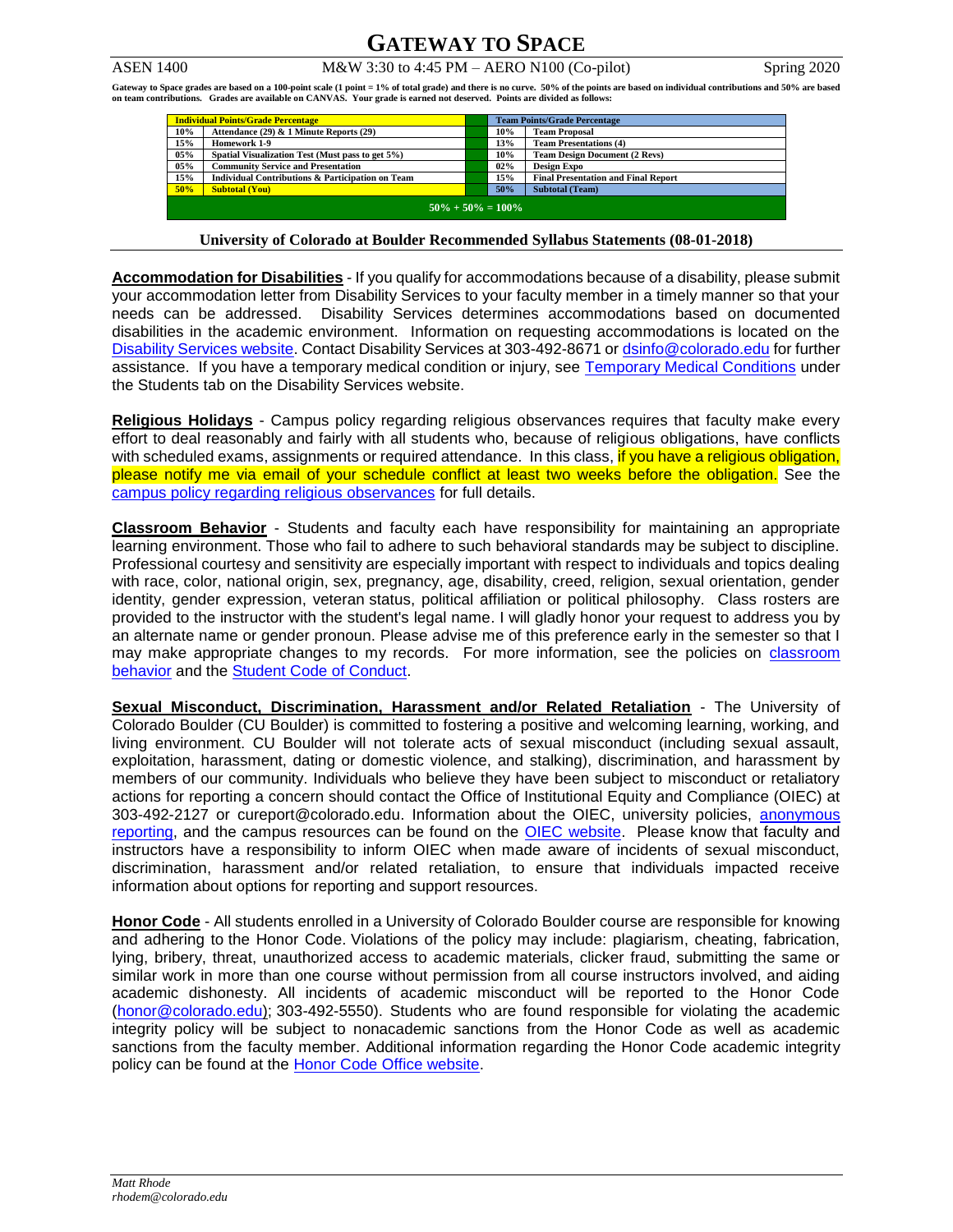# GATEWAY TO SPACE

ASEN 1400 M&W 3:30 to 4:45 PM – AERO N100 (Co-pilot) Spring 2020

**Gateway to Space grades are based on a 100-point scale (1 point = 1% of total grade) and there is no curve. 50% of the points are based on individual contributions and 50% are based on team contributions. Grades are available on CANVAS. Your grade is earned not deserved. Points are divided as follows:**

| Individual Points/Grade Percentage | | | Team Points/Grade Percentage | |
|---|---|---|---|---|
| 10% | Attendance (29) & 1 Minute Reports (29) | | 10% | Team Proposal |
| 15% | Homework 1-9 | | 13% | Team Presentations (4) |
| 05% | Spatial Visualization Test (Must pass to get 5%) | | 10% | Team Design Document (2 Revs) |
| 05% | Community Service and Presentation | | 02% | Design Expo |
| 15% | Individual Contributions & Participation on Team | | 15% | Final Presentation and Final Report |
| 50% | Subtotal (You) | | 50% | Subtotal (Team) |
| 50% + 50% = 100% | | | | |

**University of Colorado at Boulder Recommended Syllabus Statements (08-01-2018)**

**Accommodation for Disabilities** - If you qualify for accommodations because of a disability, please submit your accommodation letter from Disability Services to your faculty member in a timely manner so that your needs can be addressed. Disability Services determines accommodations based on documented disabilities in the academic environment. Information on requesting accommodations is located on the Disability Services website. Contact Disability Services at 303-492-8671 or dsinfo@colorado.edu for further assistance. If you have a temporary medical condition or injury, see Temporary Medical Conditions under the Students tab on the Disability Services website.

**Religious Holidays** - Campus policy regarding religious observances requires that faculty make every effort to deal reasonably and fairly with all students who, because of religious obligations, have conflicts with scheduled exams, assignments or required attendance. In this class, if you have a religious obligation, please notify me via email of your schedule conflict at least two weeks before the obligation. See the campus policy regarding religious observances for full details.

**Classroom Behavior** - Students and faculty each have responsibility for maintaining an appropriate learning environment. Those who fail to adhere to such behavioral standards may be subject to discipline. Professional courtesy and sensitivity are especially important with respect to individuals and topics dealing with race, color, national origin, sex, pregnancy, age, disability, creed, religion, sexual orientation, gender identity, gender expression, veteran status, political affiliation or political philosophy. Class rosters are provided to the instructor with the student's legal name. I will gladly honor your request to address you by an alternate name or gender pronoun. Please advise me of this preference early in the semester so that I may make appropriate changes to my records. For more information, see the policies on classroom behavior and the Student Code of Conduct.

**Sexual Misconduct, Discrimination, Harassment and/or Related Retaliation** - The University of Colorado Boulder (CU Boulder) is committed to fostering a positive and welcoming learning, working, and living environment. CU Boulder will not tolerate acts of sexual misconduct (including sexual assault, exploitation, harassment, dating or domestic violence, and stalking), discrimination, and harassment by members of our community. Individuals who believe they have been subject to misconduct or retaliatory actions for reporting a concern should contact the Office of Institutional Equity and Compliance (OIEC) at 303-492-2127 or cureport@colorado.edu. Information about the OIEC, university policies, anonymous reporting, and the campus resources can be found on the OIEC website. Please know that faculty and instructors have a responsibility to inform OIEC when made aware of incidents of sexual misconduct, discrimination, harassment and/or related retaliation, to ensure that individuals impacted receive information about options for reporting and support resources.

**Honor Code** - All students enrolled in a University of Colorado Boulder course are responsible for knowing and adhering to the Honor Code. Violations of the policy may include: plagiarism, cheating, fabrication, lying, bribery, threat, unauthorized access to academic materials, clicker fraud, submitting the same or similar work in more than one course without permission from all course instructors involved, and aiding academic dishonesty. All incidents of academic misconduct will be reported to the Honor Code (honor@colorado.edu); 303-492-5550). Students who are found responsible for violating the academic integrity policy will be subject to nonacademic sanctions from the Honor Code as well as academic sanctions from the faculty member. Additional information regarding the Honor Code academic integrity policy can be found at the Honor Code Office website.